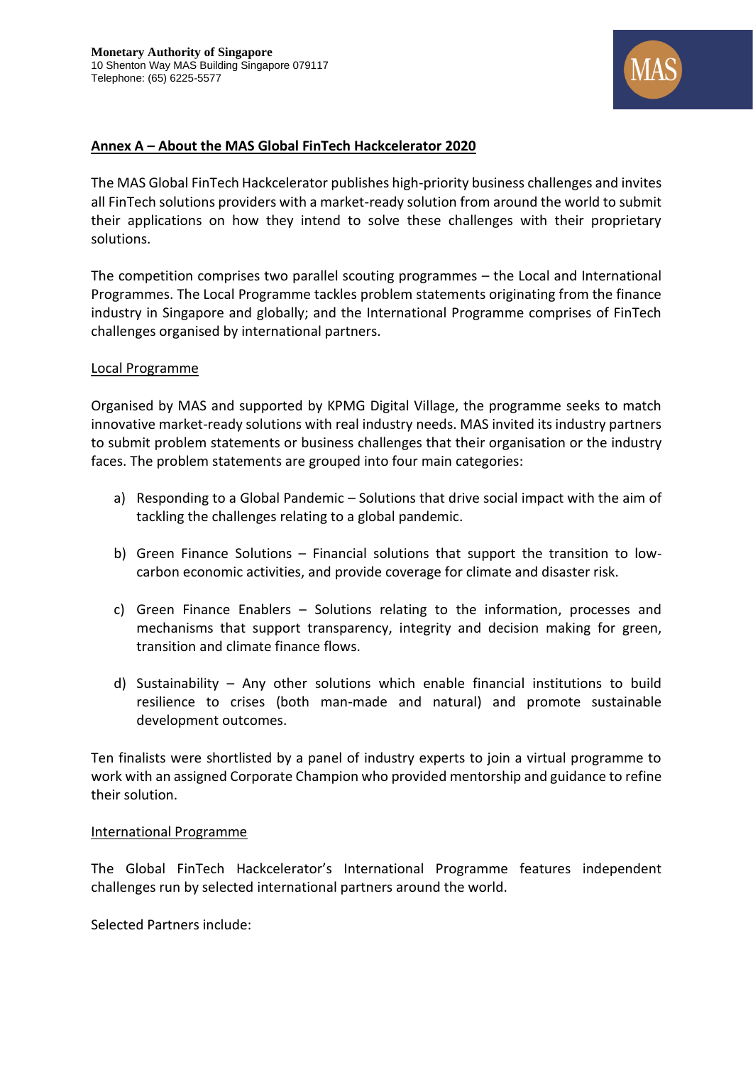**Monetary Authority of Singapore**
10 Shenton Way MAS Building Singapore 079117
Telephone: (65) 6225-5577

## Annex A – About the MAS Global FinTech Hackcelerator 2020

The MAS Global FinTech Hackcelerator publishes high-priority business challenges and invites all FinTech solutions providers with a market-ready solution from around the world to submit their applications on how they intend to solve these challenges with their proprietary solutions.

The competition comprises two parallel scouting programmes – the Local and International Programmes. The Local Programme tackles problem statements originating from the finance industry in Singapore and globally; and the International Programme comprises of FinTech challenges organised by international partners.

### Local Programme

Organised by MAS and supported by KPMG Digital Village, the programme seeks to match innovative market-ready solutions with real industry needs. MAS invited its industry partners to submit problem statements or business challenges that their organisation or the industry faces. The problem statements are grouped into four main categories:

a) Responding to a Global Pandemic – Solutions that drive social impact with the aim of tackling the challenges relating to a global pandemic.

b) Green Finance Solutions – Financial solutions that support the transition to low-carbon economic activities, and provide coverage for climate and disaster risk.

c) Green Finance Enablers – Solutions relating to the information, processes and mechanisms that support transparency, integrity and decision making for green, transition and climate finance flows.

d) Sustainability – Any other solutions which enable financial institutions to build resilience to crises (both man-made and natural) and promote sustainable development outcomes.

Ten finalists were shortlisted by a panel of industry experts to join a virtual programme to work with an assigned Corporate Champion who provided mentorship and guidance to refine their solution.

### International Programme

The Global FinTech Hackcelerator's International Programme features independent challenges run by selected international partners around the world.

Selected Partners include: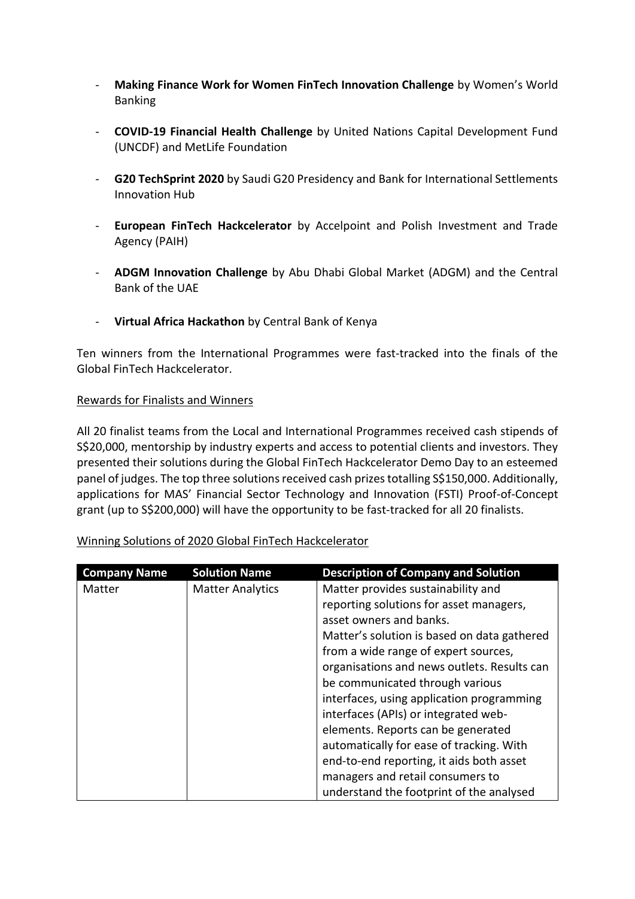- **Making Finance Work for Women FinTech Innovation Challenge** by Women's World Banking

- **COVID-19 Financial Health Challenge** by United Nations Capital Development Fund (UNCDF) and MetLife Foundation

- **G20 TechSprint 2020** by Saudi G20 Presidency and Bank for International Settlements Innovation Hub

- **European FinTech Hackcelerator** by Accelpoint and Polish Investment and Trade Agency (PAIH)

- **ADGM Innovation Challenge** by Abu Dhabi Global Market (ADGM) and the Central Bank of the UAE

- **Virtual Africa Hackathon** by Central Bank of Kenya

Ten winners from the International Programmes were fast-tracked into the finals of the Global FinTech Hackcelerator.

<u>Rewards for Finalists and Winners</u>

All 20 finalist teams from the Local and International Programmes received cash stipends of S$20,000, mentorship by industry experts and access to potential clients and investors. They presented their solutions during the Global FinTech Hackcelerator Demo Day to an esteemed panel of judges. The top three solutions received cash prizes totalling S$150,000. Additionally, applications for MAS' Financial Sector Technology and Innovation (FSTI) Proof-of-Concept grant (up to S$200,000) will have the opportunity to be fast-tracked for all 20 finalists.

<u>Winning Solutions of 2020 Global FinTech Hackcelerator</u>

| Company Name | Solution Name | Description of Company and Solution |
|---|---|---|
| Matter | Matter Analytics | Matter provides sustainability and reporting solutions for asset managers, asset owners and banks. Matter's solution is based on data gathered from a wide range of expert sources, organisations and news outlets. Results can be communicated through various interfaces, using application programming interfaces (APIs) or integrated web-elements. Reports can be generated automatically for ease of tracking. With end-to-end reporting, it aids both asset managers and retail consumers to understand the footprint of the analysed |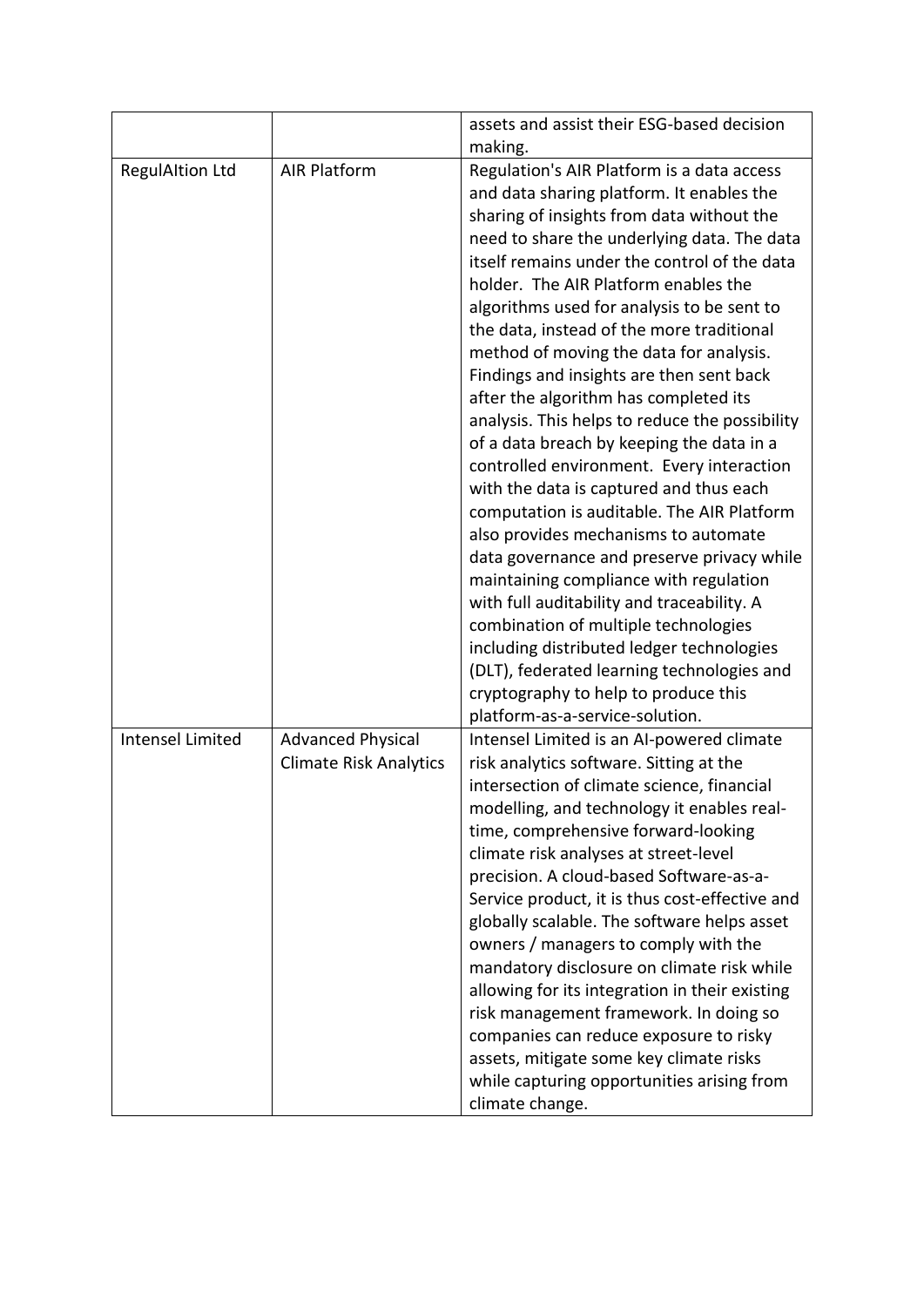|  |  | assets and assist their ESG-based decision making. |
|---|---|---|
| RegulAItion Ltd | AIR Platform | Regulation's AIR Platform is a data access and data sharing platform. It enables the sharing of insights from data without the need to share the underlying data. The data itself remains under the control of the data holder. The AIR Platform enables the algorithms used for analysis to be sent to the data, instead of the more traditional method of moving the data for analysis. Findings and insights are then sent back after the algorithm has completed its analysis. This helps to reduce the possibility of a data breach by keeping the data in a controlled environment. Every interaction with the data is captured and thus each computation is auditable. The AIR Platform also provides mechanisms to automate data governance and preserve privacy while maintaining compliance with regulation with full auditability and traceability. A combination of multiple technologies including distributed ledger technologies (DLT), federated learning technologies and cryptography to help to produce this platform-as-a-service-solution. |
| Intensel Limited | Advanced Physical Climate Risk Analytics | Intensel Limited is an AI-powered climate risk analytics software. Sitting at the intersection of climate science, financial modelling, and technology it enables real-time, comprehensive forward-looking climate risk analyses at street-level precision. A cloud-based Software-as-a-Service product, it is thus cost-effective and globally scalable. The software helps asset owners / managers to comply with the mandatory disclosure on climate risk while allowing for its integration in their existing risk management framework. In doing so companies can reduce exposure to risky assets, mitigate some key climate risks while capturing opportunities arising from climate change. |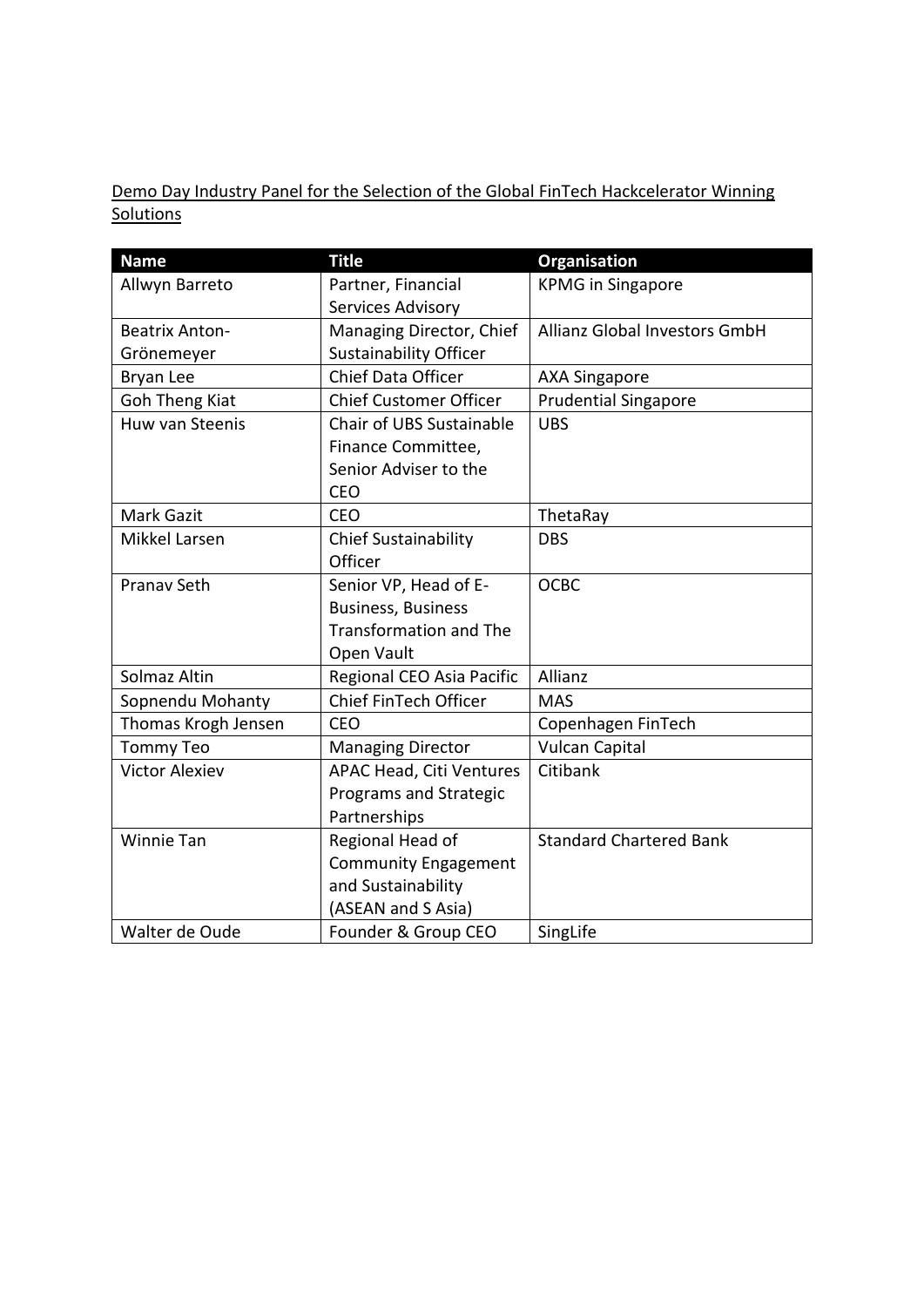Demo Day Industry Panel for the Selection of the Global FinTech Hackcelerator Winning Solutions

| Name | Title | Organisation |
| --- | --- | --- |
| Allwyn Barreto | Partner, Financial Services Advisory | KPMG in Singapore |
| Beatrix Anton-Grönemeyer | Managing Director, Chief Sustainability Officer | Allianz Global Investors GmbH |
| Bryan Lee | Chief Data Officer | AXA Singapore |
| Goh Theng Kiat | Chief Customer Officer | Prudential Singapore |
| Huw van Steenis | Chair of UBS Sustainable Finance Committee, Senior Adviser to the CEO | UBS |
| Mark Gazit | CEO | ThetaRay |
| Mikkel Larsen | Chief Sustainability Officer | DBS |
| Pranav Seth | Senior VP, Head of E-Business, Business Transformation and The Open Vault | OCBC |
| Solmaz Altin | Regional CEO Asia Pacific | Allianz |
| Sopnendu Mohanty | Chief FinTech Officer | MAS |
| Thomas Krogh Jensen | CEO | Copenhagen FinTech |
| Tommy Teo | Managing Director | Vulcan Capital |
| Victor Alexiev | APAC Head, Citi Ventures Programs and Strategic Partnerships | Citibank |
| Winnie Tan | Regional Head of Community Engagement and Sustainability (ASEAN and S Asia) | Standard Chartered Bank |
| Walter de Oude | Founder & Group CEO | SingLife |